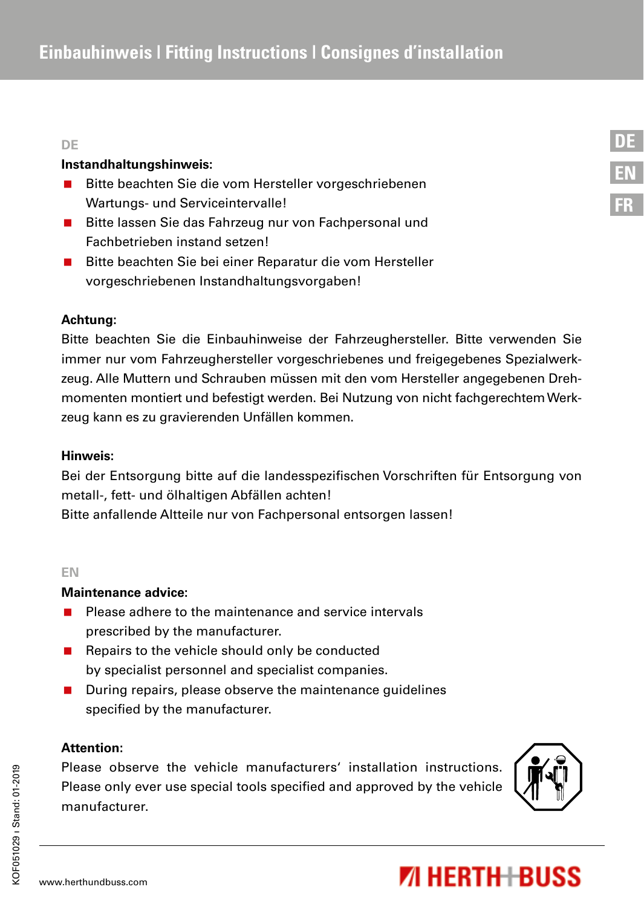# Einbauhinweis | Fitting Instructions | Consignes d'installation

DE

**Instandhaltungshinweis:**

- Bitte beachten Sie die vom Hersteller vorgeschriebenen Wartungs- und Serviceintervalle!
- Bitte lassen Sie das Fahrzeug nur von Fachpersonal und Fachbetrieben instand setzen!
- Bitte beachten Sie bei einer Reparatur die vom Hersteller vorgeschriebenen Instandhaltungsvorgaben!

**Achtung:**

Bitte beachten Sie die Einbauhinweise der Fahrzeughersteller. Bitte verwenden Sie immer nur vom Fahrzeughersteller vorgeschriebenes und freigegebenes Spezialwerkzeug. Alle Muttern und Schrauben müssen mit den vom Hersteller angegebenen Drehmomenten montiert und befestigt werden. Bei Nutzung von nicht fachgerechtem Werkzeug kann es zu gravierenden Unfällen kommen.

**Hinweis:**

Bei der Entsorgung bitte auf die landesspezifischen Vorschriften für Entsorgung von metall-, fett- und ölhaltigen Abfällen achten!
Bitte anfallende Altteile nur von Fachpersonal entsorgen lassen!

EN

**Maintenance advice:**

- Please adhere to the maintenance and service intervals prescribed by the manufacturer.
- Repairs to the vehicle should only be conducted by specialist personnel and specialist companies.
- During repairs, please observe the maintenance guidelines specified by the manufacturer.

**Attention:**

Please observe the vehicle manufacturers' installation instructions. Please only ever use special tools specified and approved by the vehicle manufacturer.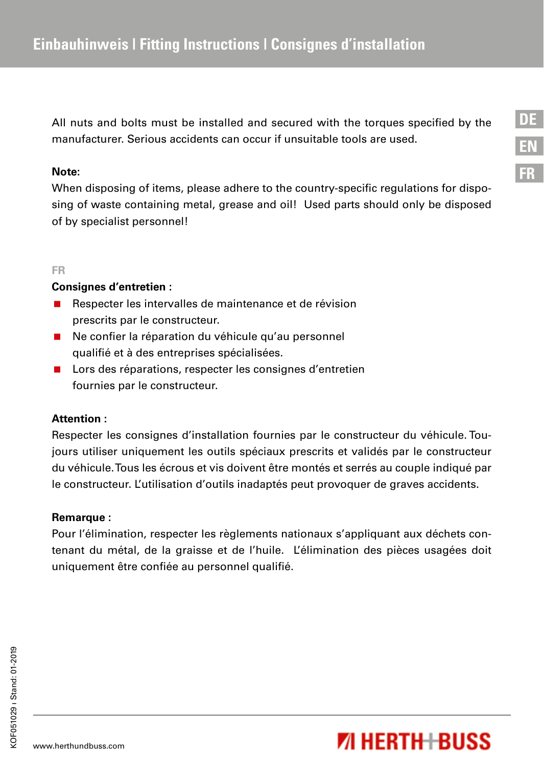All nuts and bolts must be installed and secured with the torques specified by the manufacturer. Serious accidents can occur if unsuitable tools are used.

**Note:**

When disposing of items, please adhere to the country-specific regulations for disposing of waste containing metal, grease and oil! Used parts should only be disposed of by specialist personnel!

FR

**Consignes d'entretien :**

- Respecter les intervalles de maintenance et de révision prescrits par le constructeur.
- Ne confier la réparation du véhicule qu'au personnel qualifié et à des entreprises spécialisées.
- Lors des réparations, respecter les consignes d'entretien fournies par le constructeur.

**Attention :**

Respecter les consignes d'installation fournies par le constructeur du véhicule. Toujours utiliser uniquement les outils spéciaux prescrits et validés par le constructeur du véhicule. Tous les écrous et vis doivent être montés et serrés au couple indiqué par le constructeur. L'utilisation d'outils inadaptés peut provoquer de graves accidents.

**Remarque :**

Pour l'élimination, respecter les règlements nationaux s'appliquant aux déchets contenant du métal, de la graisse et de l'huile. L'élimination des pièces usagées doit uniquement être confiée au personnel qualifié.

KOF051029 ı Stand: 01-2019

www.herthundbuss.com